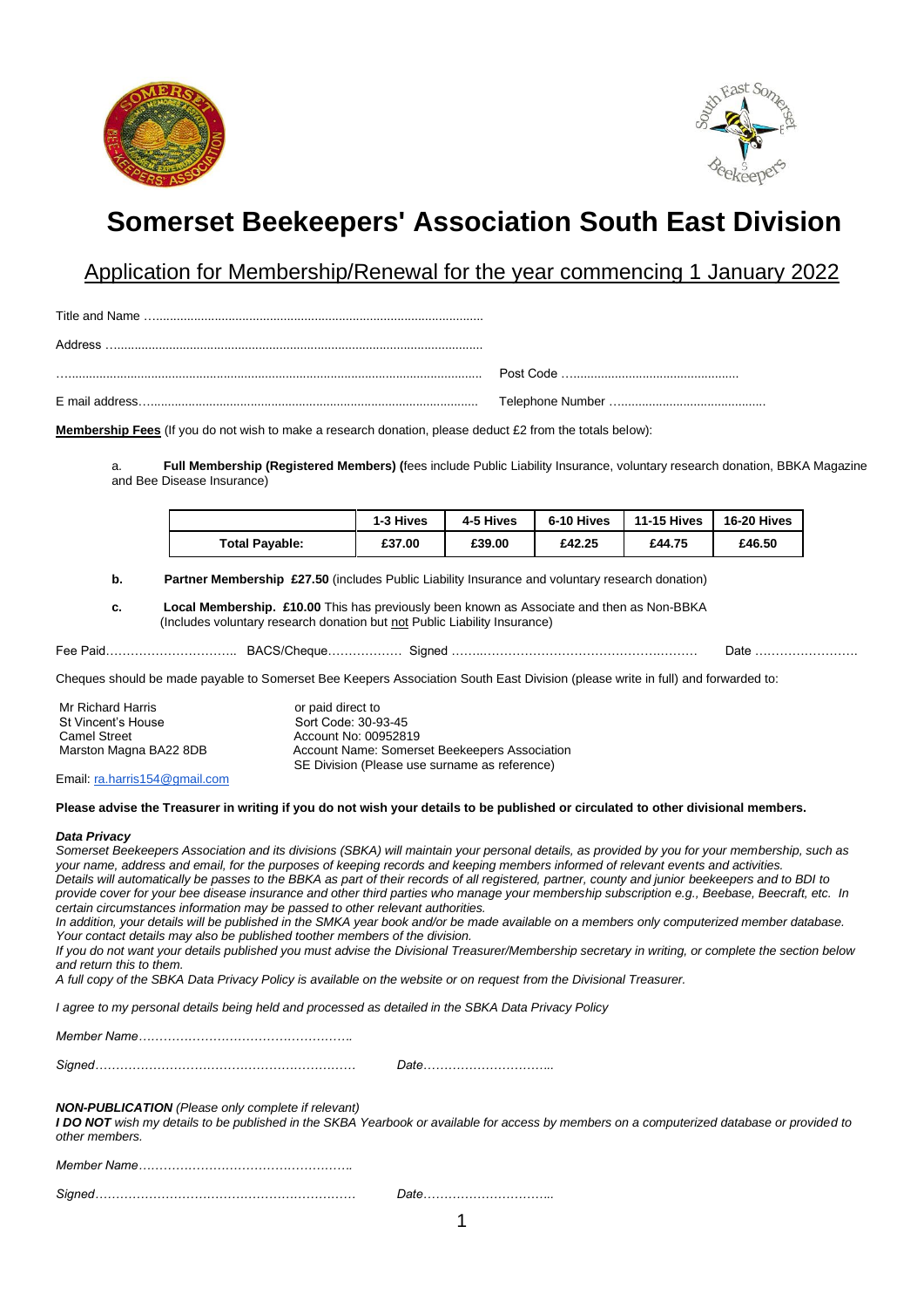# Somerset Beekeepers' Association South East Division

## Application for Membership/Renewal for the year commencing 1 January 2022

Title and Name ……………………………………………………………………………………

Address ……………………………………………………………………………………………

…………………………………………………………………………………………………… Post Code ……………………………………………

E mail address……………………………………………………………………………… Telephone Number ……………………………………

**Membership Fees** (If you do not wish to make a research donation, please deduct £2 from the totals below):

a. **Full Membership (Registered Members) (**fees include Public Liability Insurance, voluntary research donation, BBKA Magazine and Bee Disease Insurance)

| | 1-3 Hives | 4-5 Hives | 6-10 Hives | 11-15 Hives | 16-20 Hives |
|---|---|---|---|---|---|
| Total Payable: | £37.00 | £39.00 | £42.25 | £44.75 | £46.50 |

**b.** **Partner Membership £27.50** (includes Public Liability Insurance and voluntary research donation)

**c.** **Local Membership. £10.00** This has previously been known as Associate and then as Non-BBKA (Includes voluntary research donation but not Public Liability Insurance)

Fee Paid………………………….. BACS/Cheque……………… Signed ……………………………………………… Date ……………………

Cheques should be made payable to Somerset Bee Keepers Association South East Division (please write in full) and forwarded to:

Mr Richard Harris
St Vincent's House
Camel Street
Marston Magna BA22 8DB

or paid direct to
Sort Code: 30-93-45
Account No: 00952819
Account Name: Somerset Beekeepers Association
SE Division (Please use surname as reference)

Email: ra.harris154@gmail.com

**Please advise the Treasurer in writing if you do not wish your details to be published or circulated to other divisional members.**

***Data Privacy***

*Somerset Beekeepers Association and its divisions (SBKA) will maintain your personal details, as provided by you for your membership, such as your name, address and email, for the purposes of keeping records and keeping members informed of relevant events and activities.*
*Details will automatically be passes to the BBKA as part of their records of all registered, partner, county and junior beekeepers and to BDI to provide cover for your bee disease insurance and other third parties who manage your membership subscription e.g., Beebase, Beecraft, etc. In certain circumstances information may be passed to other relevant authorities.*
*In addition, your details will be published in the SMKA year book and/or be made available on a members only computerized member database. Your contact details may also be published toother members of the division.*
*If you do not want your details published you must advise the Divisional Treasurer/Membership secretary in writing, or complete the section below and return this to them.*
*A full copy of the SBKA Data Privacy Policy is available on the website or on request from the Divisional Treasurer.*

*I agree to my personal details being held and processed as detailed in the SBKA Data Privacy Policy*

*Member Name……………………………………………..*

*Signed………………………………………………………* *Date…………………………..*

***NON-PUBLICATION*** *(Please only complete if relevant)*
***I DO NOT*** *wish my details to be published in the SKBA Yearbook or available for access by members on a computerized database or provided to other members.*

*Member Name……………………………………………..*

*Signed………………………………………………………* *Date…………………………..*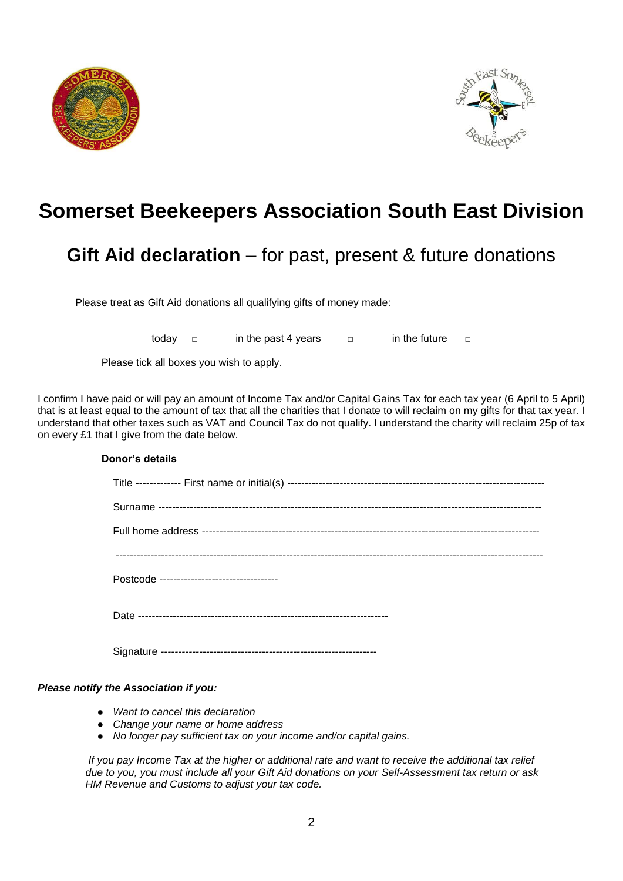# Somerset Beekeepers Association South East Division

## **Gift Aid declaration** – for past, present & future donations

Please treat as Gift Aid donations all qualifying gifts of money made:

today ☐ in the past 4 years ☐ in the future ☐

Please tick all boxes you wish to apply.

I confirm I have paid or will pay an amount of Income Tax and/or Capital Gains Tax for each tax year (6 April to 5 April) that is at least equal to the amount of tax that all the charities that I donate to will reclaim on my gifts for that tax year. I understand that other taxes such as VAT and Council Tax do not qualify. I understand the charity will reclaim 25p of tax on every £1 that I give from the date below.

**Donor's details**

Title ------------- First name or initial(s) --------------------------------------------------------------------------

Surname -------------------------------------------------------------------------------------------------------------

Full home address ----------------------------------------------------------------------------------------------

-------------------------------------------------------------------------------------------------------------------------

Postcode ----------------------------------

Date ------------------------------------------------------------------------

Signature --------------------------------------------------------------

***Please notify the Association if you:***

- *Want to cancel this declaration*
- *Change your name or home address*
- *No longer pay sufficient tax on your income and/or capital gains.*

*If you pay Income Tax at the higher or additional rate and want to receive the additional tax relief due to you, you must include all your Gift Aid donations on your Self-Assessment tax return or ask HM Revenue and Customs to adjust your tax code.*